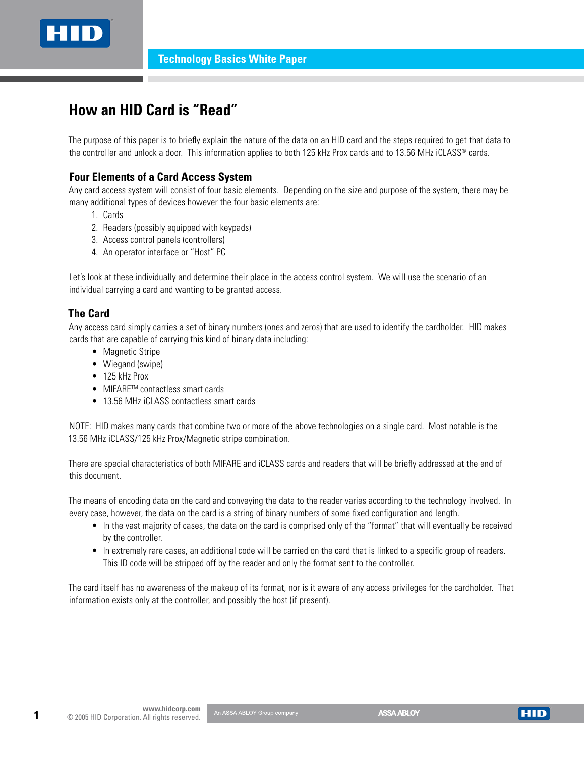Technology Basics White Paper

# How an HID Card is "Read"

The purpose of this paper is to briefly explain the nature of the data on an HID card and the steps required to get that data to the controller and unlock a door. This information applies to both 125 kHz Prox cards and to 13.56 MHz iCLASS® cards.

## Four Elements of a Card Access System

Any card access system will consist of four basic elements. Depending on the size and purpose of the system, there may be many additional types of devices however the four basic elements are:

1. Cards
2. Readers (possibly equipped with keypads)
3. Access control panels (controllers)
4. An operator interface or "Host" PC

Let's look at these individually and determine their place in the access control system. We will use the scenario of an individual carrying a card and wanting to be granted access.

## The Card

Any access card simply carries a set of binary numbers (ones and zeros) that are used to identify the cardholder. HID makes cards that are capable of carrying this kind of binary data including:

- Magnetic Stripe
- Wiegand (swipe)
- 125 kHz Prox
- MIFARE™ contactless smart cards
- 13.56 MHz iCLASS contactless smart cards

NOTE: HID makes many cards that combine two or more of the above technologies on a single card. Most notable is the 13.56 MHz iCLASS/125 kHz Prox/Magnetic stripe combination.

There are special characteristics of both MIFARE and iCLASS cards and readers that will be briefly addressed at the end of this document.

The means of encoding data on the card and conveying the data to the reader varies according to the technology involved. In every case, however, the data on the card is a string of binary numbers of some fixed configuration and length.

- In the vast majority of cases, the data on the card is comprised only of the "format" that will eventually be received by the controller.
- In extremely rare cases, an additional code will be carried on the card that is linked to a specific group of readers. This ID code will be stripped off by the reader and only the format sent to the controller.

The card itself has no awareness of the makeup of its format, nor is it aware of any access privileges for the cardholder. That information exists only at the controller, and possibly the host (if present).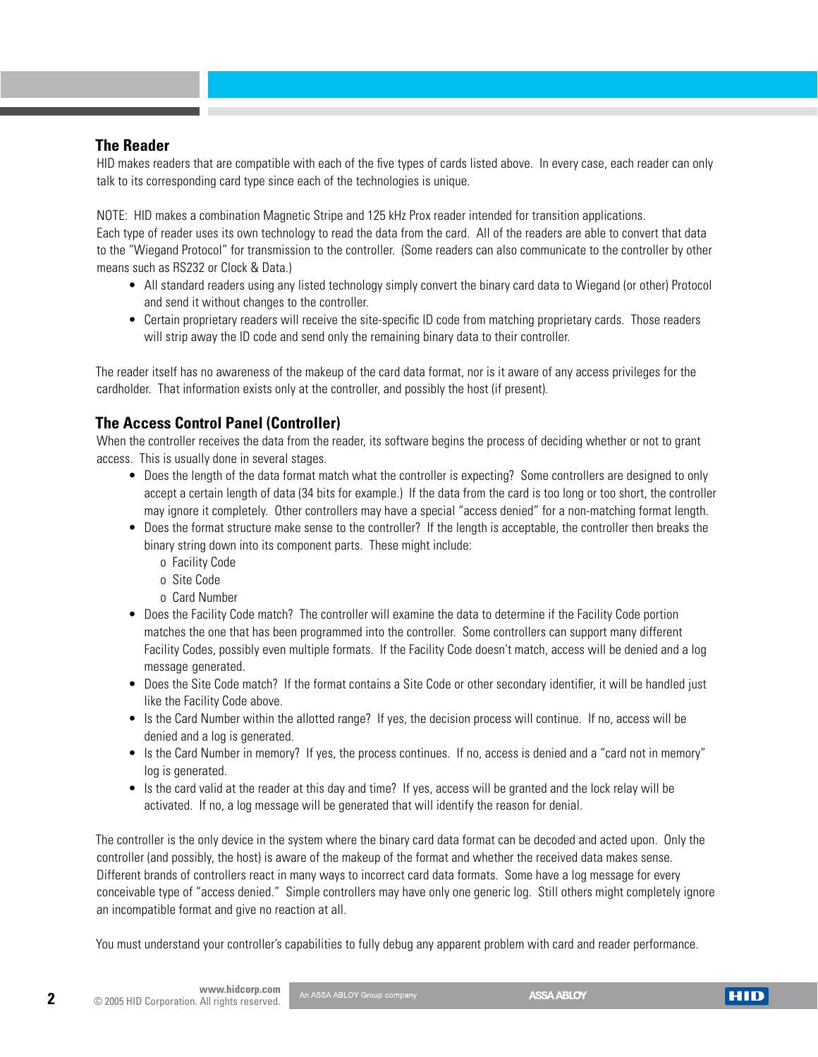## The Reader

HID makes readers that are compatible with each of the five types of cards listed above. In every case, each reader can only talk to its corresponding card type since each of the technologies is unique.

NOTE: HID makes a combination Magnetic Stripe and 125 kHz Prox reader intended for transition applications.
Each type of reader uses its own technology to read the data from the card. All of the readers are able to convert that data to the "Wiegand Protocol" for transmission to the controller. (Some readers can also communicate to the controller by other means such as RS232 or Clock & Data.)

- All standard readers using any listed technology simply convert the binary card data to Wiegand (or other) Protocol and send it without changes to the controller.
- Certain proprietary readers will receive the site-specific ID code from matching proprietary cards. Those readers will strip away the ID code and send only the remaining binary data to their controller.

The reader itself has no awareness of the makeup of the card data format, nor is it aware of any access privileges for the cardholder. That information exists only at the controller, and possibly the host (if present).

## The Access Control Panel (Controller)

When the controller receives the data from the reader, its software begins the process of deciding whether or not to grant access. This is usually done in several stages.

- Does the length of the data format match what the controller is expecting? Some controllers are designed to only accept a certain length of data (34 bits for example.) If the data from the card is too long or too short, the controller may ignore it completely. Other controllers may have a special "access denied" for a non-matching format length.
- Does the format structure make sense to the controller? If the length is acceptable, the controller then breaks the binary string down into its component parts. These might include:
  - Facility Code
  - Site Code
  - Card Number
- Does the Facility Code match? The controller will examine the data to determine if the Facility Code portion matches the one that has been programmed into the controller. Some controllers can support many different Facility Codes, possibly even multiple formats. If the Facility Code doesn't match, access will be denied and a log message generated.
- Does the Site Code match? If the format contains a Site Code or other secondary identifier, it will be handled just like the Facility Code above.
- Is the Card Number within the allotted range? If yes, the decision process will continue. If no, access will be denied and a log is generated.
- Is the Card Number in memory? If yes, the process continues. If no, access is denied and a "card not in memory" log is generated.
- Is the card valid at the reader at this day and time? If yes, access will be granted and the lock relay will be activated. If no, a log message will be generated that will identify the reason for denial.

The controller is the only device in the system where the binary card data format can be decoded and acted upon. Only the controller (and possibly, the host) is aware of the makeup of the format and whether the received data makes sense. Different brands of controllers react in many ways to incorrect card data formats. Some have a log message for every conceivable type of "access denied." Simple controllers may have only one generic log. Still others might completely ignore an incompatible format and give no reaction at all.

You must understand your controller's capabilities to fully debug any apparent problem with card and reader performance.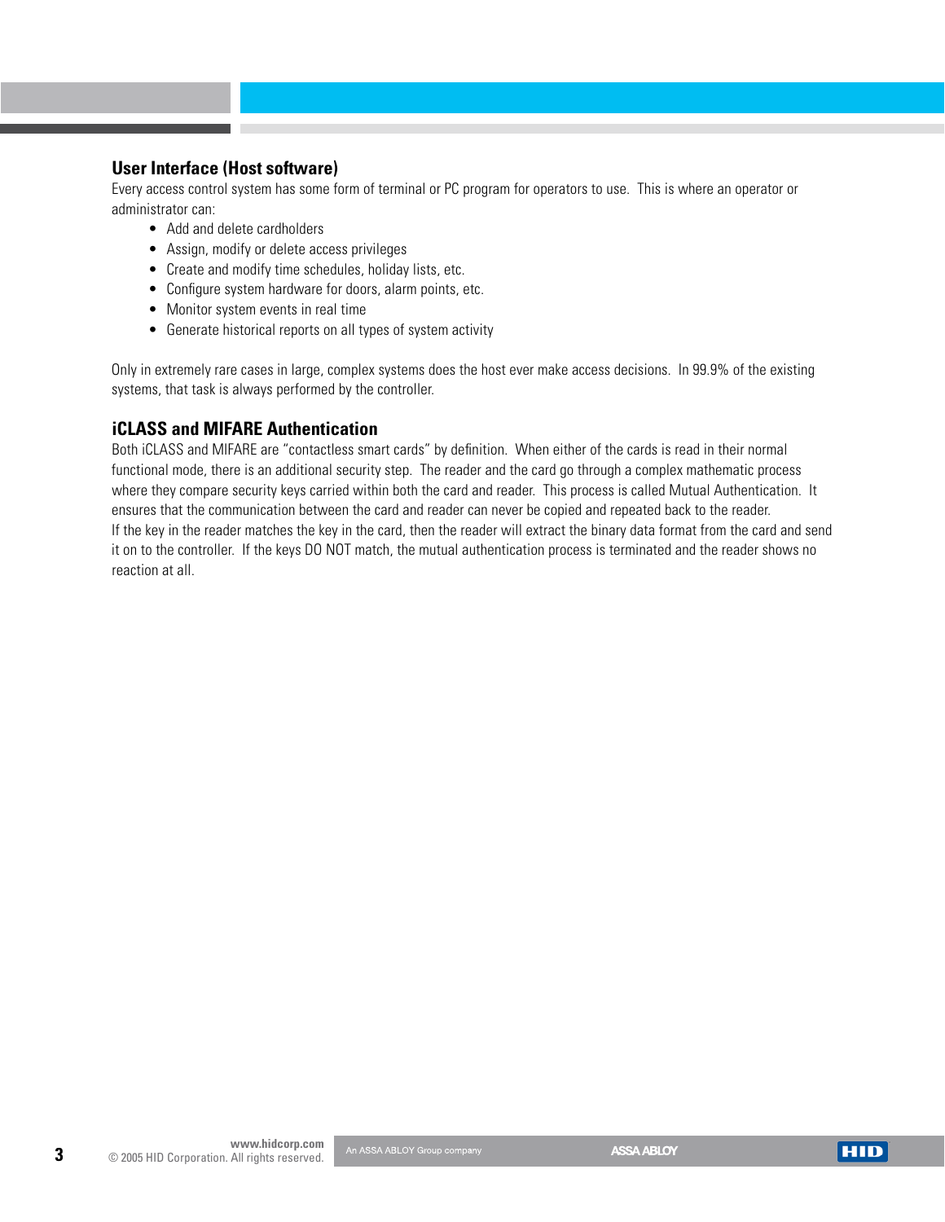## User Interface (Host software)

Every access control system has some form of terminal or PC program for operators to use. This is where an operator or administrator can:

- Add and delete cardholders
- Assign, modify or delete access privileges
- Create and modify time schedules, holiday lists, etc.
- Configure system hardware for doors, alarm points, etc.
- Monitor system events in real time
- Generate historical reports on all types of system activity

Only in extremely rare cases in large, complex systems does the host ever make access decisions. In 99.9% of the existing systems, that task is always performed by the controller.

## iCLASS and MIFARE Authentication

Both iCLASS and MIFARE are “contactless smart cards” by definition. When either of the cards is read in their normal functional mode, there is an additional security step. The reader and the card go through a complex mathematic process where they compare security keys carried within both the card and reader. This process is called Mutual Authentication. It ensures that the communication between the card and reader can never be copied and repeated back to the reader.
If the key in the reader matches the key in the card, then the reader will extract the binary data format from the card and send it on to the controller. If the keys DO NOT match, the mutual authentication process is terminated and the reader shows no reaction at all.